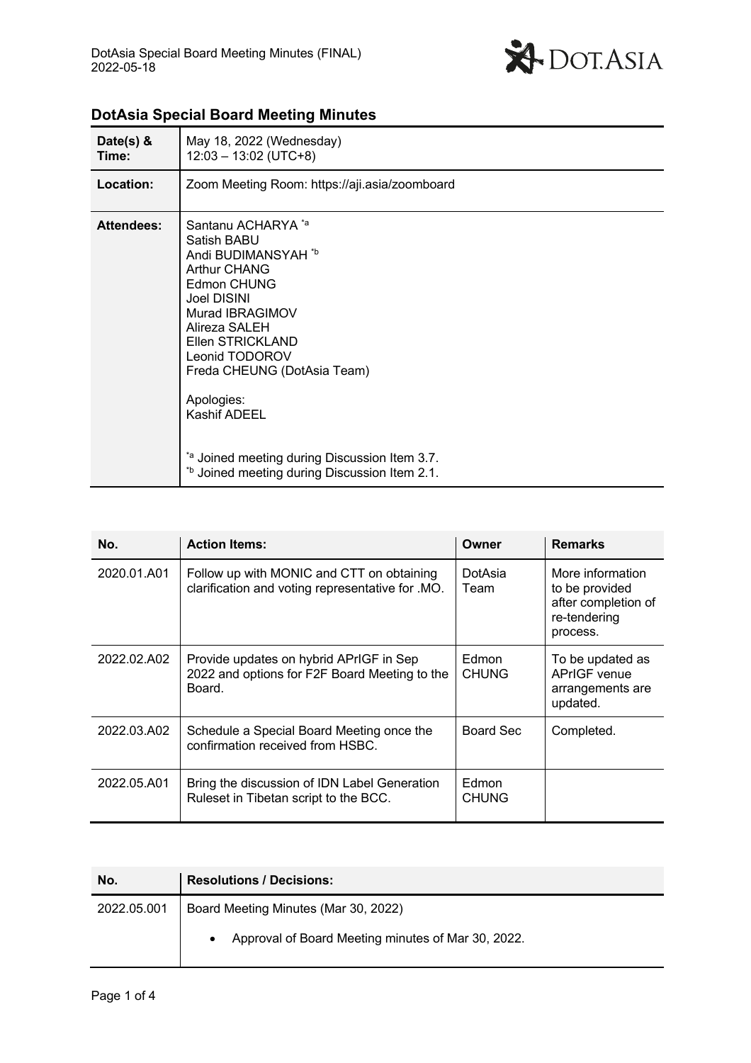## DotAsia Special Board Meeting Minutes

| | |
|---|---|
| **Date(s) & Time:** | May 18, 2022 (Wednesday)<br>12:03 – 13:02 (UTC+8) |
| **Location:** | Zoom Meeting Room: https://aji.asia/zoomboard |
| **Attendees:** | Santanu ACHARYA [*a]<br>Satish BABU<br>Andi BUDIMANSYAH [*b]<br>Arthur CHANG<br>Edmon CHUNG<br>Joel DISINI<br>Murad IBRAGIMOV<br>Alireza SALEH<br>Ellen STRICKLAND<br>Leonid TODOROV<br>Freda CHEUNG (DotAsia Team)<br><br>Apologies:<br>Kashif ADEEL<br><br>[*a] Joined meeting during Discussion Item 3.7.<br>[*b] Joined meeting during Discussion Item 2.1. |

| No. | Action Items: | Owner | Remarks |
|---|---|---|---|
| 2020.01.A01 | Follow up with MONIC and CTT on obtaining clarification and voting representative for .MO. | DotAsia Team | More information to be provided after completion of re-tendering process. |
| 2022.02.A02 | Provide updates on hybrid APrIGF in Sep 2022 and options for F2F Board Meeting to the Board. | Edmon CHUNG | To be updated as APrIGF venue arrangements are updated. |
| 2022.03.A02 | Schedule a Special Board Meeting once the confirmation received from HSBC. | Board Sec | Completed. |
| 2022.05.A01 | Bring the discussion of IDN Label Generation Ruleset in Tibetan script to the BCC. | Edmon CHUNG | |

| No. | Resolutions / Decisions: |
|---|---|
| 2022.05.001 | Board Meeting Minutes (Mar 30, 2022)<br><br>• Approval of Board Meeting minutes of Mar 30, 2022. |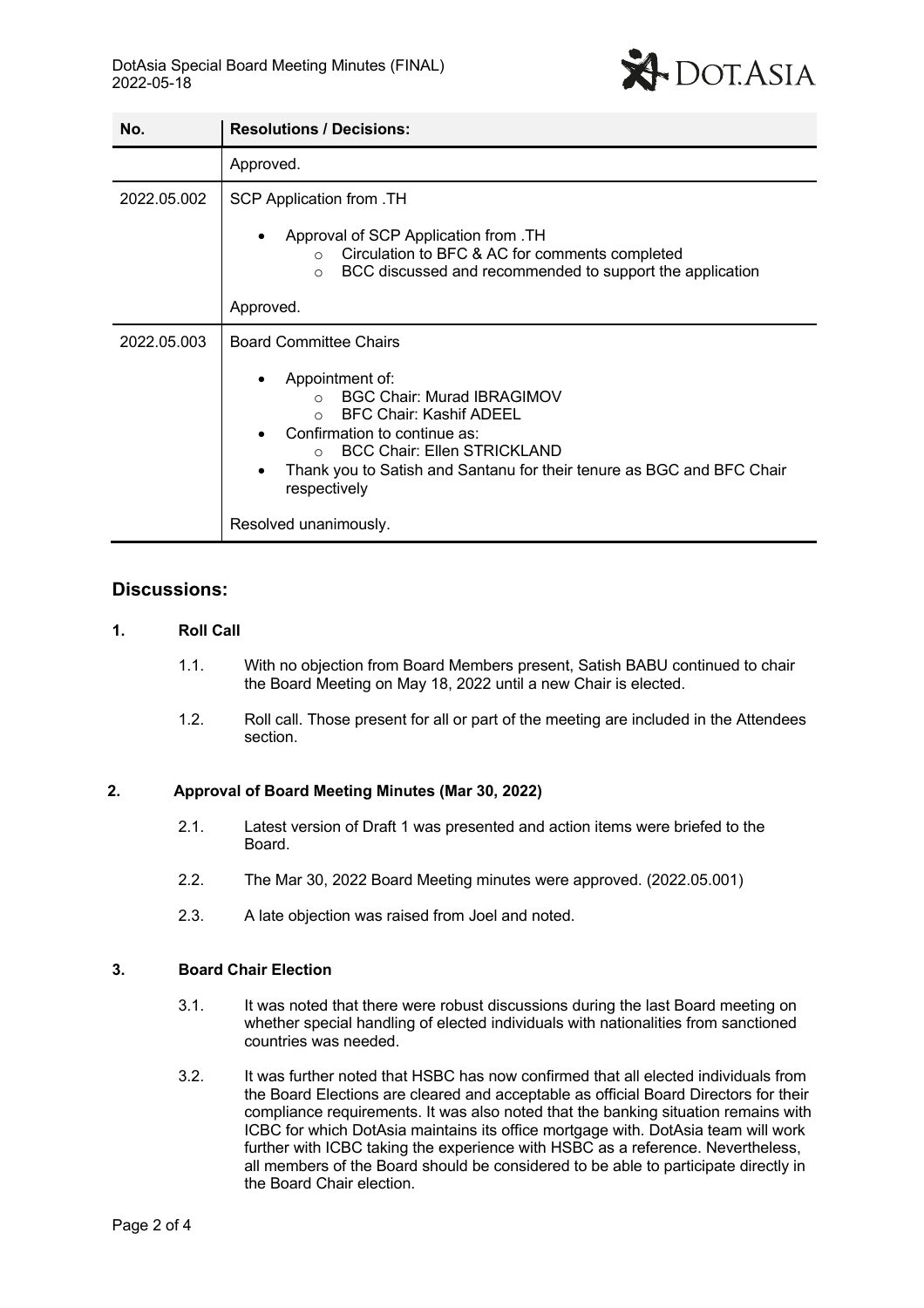| No. | Resolutions / Decisions: |
|---|---|
| | Approved. |
| 2022.05.002 | SCP Application from .TH<br><br>• Approval of SCP Application from .TH<br>  ○ Circulation to BFC & AC for comments completed<br>  ○ BCC discussed and recommended to support the application<br><br>Approved. |
| 2022.05.003 | Board Committee Chairs<br><br>• Appointment of:<br>  ○ BGC Chair: Murad IBRAGIMOV<br>  ○ BFC Chair: Kashif ADEEL<br>• Confirmation to continue as:<br>  ○ BCC Chair: Ellen STRICKLAND<br>• Thank you to Satish and Santanu for their tenure as BGC and BFC Chair respectively<br><br>Resolved unanimously. |

## Discussions:

### 1. Roll Call

1.1. With no objection from Board Members present, Satish BABU continued to chair the Board Meeting on May 18, 2022 until a new Chair is elected.

1.2. Roll call. Those present for all or part of the meeting are included in the Attendees section.

### 2. Approval of Board Meeting Minutes (Mar 30, 2022)

2.1. Latest version of Draft 1 was presented and action items were briefed to the Board.

2.2. The Mar 30, 2022 Board Meeting minutes were approved. (2022.05.001)

2.3. A late objection was raised from Joel and noted.

### 3. Board Chair Election

3.1. It was noted that there were robust discussions during the last Board meeting on whether special handling of elected individuals with nationalities from sanctioned countries was needed.

3.2. It was further noted that HSBC has now confirmed that all elected individuals from the Board Elections are cleared and acceptable as official Board Directors for their compliance requirements. It was also noted that the banking situation remains with ICBC for which DotAsia maintains its office mortgage with. DotAsia team will work further with ICBC taking the experience with HSBC as a reference. Nevertheless, all members of the Board should be considered to be able to participate directly in the Board Chair election.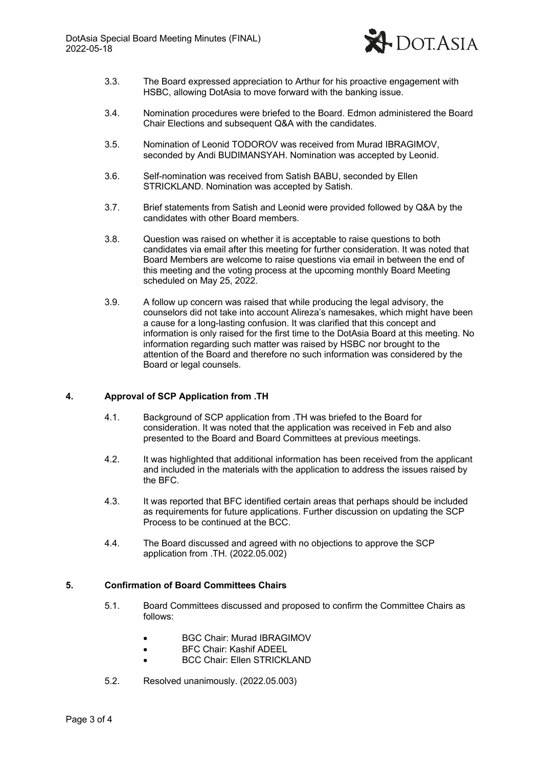3.3. The Board expressed appreciation to Arthur for his proactive engagement with HSBC, allowing DotAsia to move forward with the banking issue.

3.4. Nomination procedures were briefed to the Board. Edmon administered the Board Chair Elections and subsequent Q&A with the candidates.

3.5. Nomination of Leonid TODOROV was received from Murad IBRAGIMOV, seconded by Andi BUDIMANSYAH. Nomination was accepted by Leonid.

3.6. Self-nomination was received from Satish BABU, seconded by Ellen STRICKLAND. Nomination was accepted by Satish.

3.7. Brief statements from Satish and Leonid were provided followed by Q&A by the candidates with other Board members.

3.8. Question was raised on whether it is acceptable to raise questions to both candidates via email after this meeting for further consideration. It was noted that Board Members are welcome to raise questions via email in between the end of this meeting and the voting process at the upcoming monthly Board Meeting scheduled on May 25, 2022.

3.9. A follow up concern was raised that while producing the legal advisory, the counselors did not take into account Alireza's namesakes, which might have been a cause for a long-lasting confusion. It was clarified that this concept and information is only raised for the first time to the DotAsia Board at this meeting. No information regarding such matter was raised by HSBC nor brought to the attention of the Board and therefore no such information was considered by the Board or legal counsels.

## 4. Approval of SCP Application from .TH

4.1. Background of SCP application from .TH was briefed to the Board for consideration. It was noted that the application was received in Feb and also presented to the Board and Board Committees at previous meetings.

4.2. It was highlighted that additional information has been received from the applicant and included in the materials with the application to address the issues raised by the BFC.

4.3. It was reported that BFC identified certain areas that perhaps should be included as requirements for future applications. Further discussion on updating the SCP Process to be continued at the BCC.

4.4. The Board discussed and agreed with no objections to approve the SCP application from .TH. (2022.05.002)

## 5. Confirmation of Board Committees Chairs

5.1. Board Committees discussed and proposed to confirm the Committee Chairs as follows:

- BGC Chair: Murad IBRAGIMOV
- BFC Chair: Kashif ADEEL
- BCC Chair: Ellen STRICKLAND

5.2. Resolved unanimously. (2022.05.003)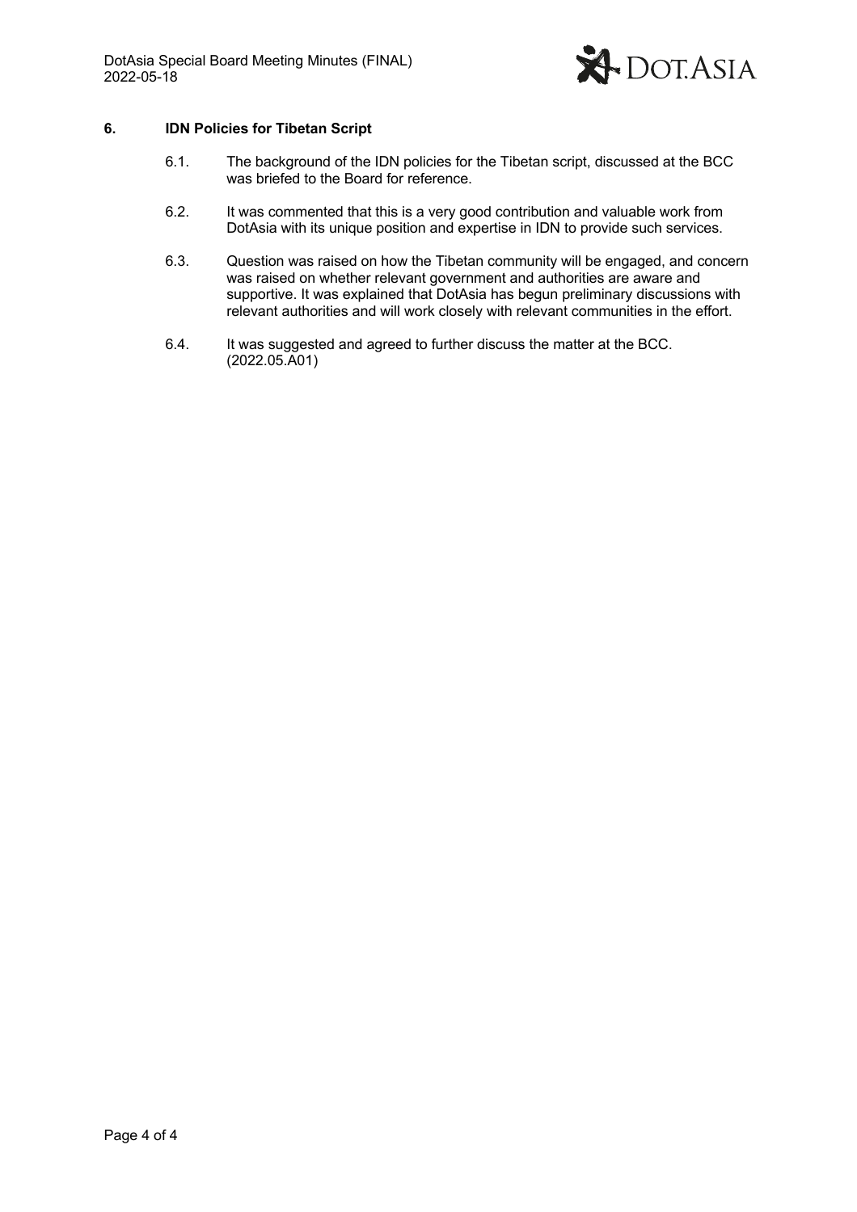## 6. IDN Policies for Tibetan Script

6.1. The background of the IDN policies for the Tibetan script, discussed at the BCC was briefed to the Board for reference.

6.2. It was commented that this is a very good contribution and valuable work from DotAsia with its unique position and expertise in IDN to provide such services.

6.3. Question was raised on how the Tibetan community will be engaged, and concern was raised on whether relevant government and authorities are aware and supportive. It was explained that DotAsia has begun preliminary discussions with relevant authorities and will work closely with relevant communities in the effort.

6.4. It was suggested and agreed to further discuss the matter at the BCC. (2022.05.A01)